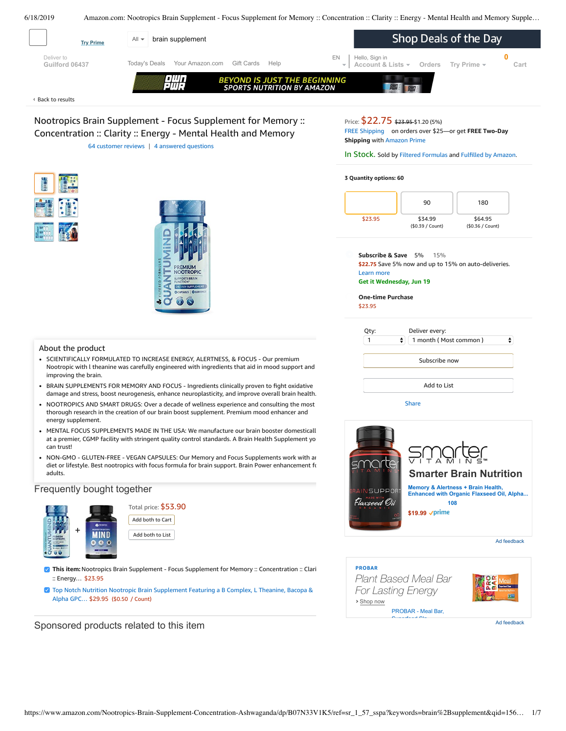Try Prime

All ▾ brain supplement

Shop Deals of the Day

Deliver to
Guilford 06437

Today's Deals Your Amazon.com Gift Cards Help

EN Hello, Sign in
Account & Lists ▾ Orders Try Prime ▾ 0 Cart

OWN PWR — BEYOND IS JUST THE BEGINNING — SPORTS NUTRITION BY AMAZON

‹ Back to results

# Nootropics Brain Supplement - Focus Supplement for Memory :: Concentration :: Clarity :: Energy - Mental Health and Memory

64 customer reviews | 4 answered questions

Price: $22.75 ~~$23.95~~ $1.20 (5%)

FREE Shipping on orders over $25—or get **FREE Two-Day Shipping** with Amazon Prime

In Stock. Sold by Filtered Formulas and Fulfilled by Amazon.

**3 Quantity options: 60**

| 60 | 90 | 180 |
|---|---|---|
| $23.95 | $34.99 ($0.39 / Count) | $64.95 ($0.36 / Count) |

**Subscribe & Save** 5% 15%

$22.75 Save 5% now and up to 15% on auto-deliveries.

Learn more

**Get it Wednesday, Jun 19**

**One-time Purchase**

$23.95

Qty: 1 Deliver every: 1 month ( Most common )

Subscribe now

Add to List

Share

## About the product

- SCIENTIFICALLY FORMULATED TO INCREASE ENERGY, ALERTNESS, & FOCUS - Our premium Nootropic with l theanine was carefully engineered with ingredients that aid in mood support and improving the brain.
- BRAIN SUPPLEMENTS FOR MEMORY AND FOCUS - Ingredients clinically proven to fight oxidative damage and stress, boost neurogenesis, enhance neuroplasticity, and improve overall brain health.
- NOOTROPICS AND SMART DRUGS: Over a decade of wellness experience and consulting the most thorough research in the creation of our brain boost supplement. Premium mood enhancer and energy supplement.
- MENTAL FOCUS SUPPLEMENTS MADE IN THE USA: We manufacture our brain booster domesticall at a premier, CGMP facility with stringent quality control standards. A Brain Health Supplement yo can trust!
- NON-GMO - GLUTEN-FREE - VEGAN CAPSULES: Our Memory and Focus Supplements work with ar diet or lifestyle. Best nootropics with focus formula for brain support. Brain Power enhancement fo adults.

## Frequently bought together

Total price: $53.90

Add both to Cart

Add both to List

- **This item:** Nootropics Brain Supplement - Focus Supplement for Memory :: Concentration :: Clari :: Energy… $23.95
- Top Notch Nutrition Nootropic Brain Supplement Featuring a B Complex, L Theanine, Bacopa & Alpha GPC… $29.95 ($0.50 / Count)

## Sponsored products related to this item

smarter VITAMINS™

**Smarter Brain Nutrition**

Memory & Alertness + Brain Health, Enhanced with Organic Flaxseed Oil, Alpha...

108

$19.99 prime

Ad feedback

PROBAR

*Plant Based Meal Bar For Lasting Energy*

› Shop now

PROBAR - Meal Bar, Superfood Sla...

Ad feedback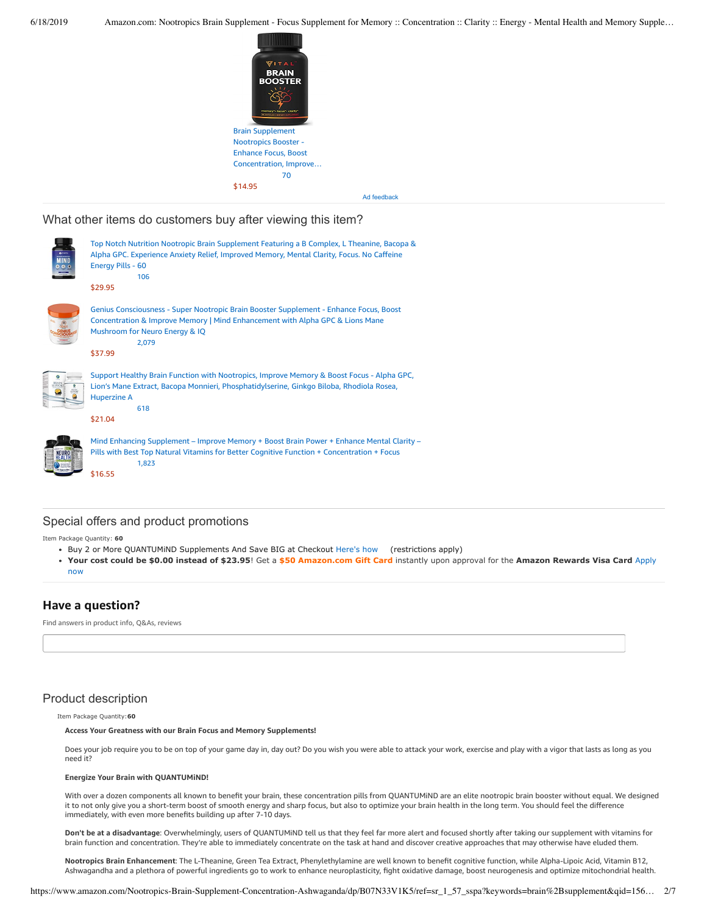Brain Supplement Nootropics Booster - Enhance Focus, Boost Concentration, Improve…
70
$14.95

Ad feedback

## What other items do customers buy after viewing this item?

Top Notch Nutrition Nootropic Brain Supplement Featuring a B Complex, L Theanine, Bacopa & Alpha GPC. Experience Anxiety Relief, Improved Memory, Mental Clarity, Focus. No Caffeine Energy Pills - 60
106
$29.95

Genius Consciousness - Super Nootropic Brain Booster Supplement - Enhance Focus, Boost Concentration & Improve Memory | Mind Enhancement with Alpha GPC & Lions Mane Mushroom for Neuro Energy & IQ
2,079
$37.99

Support Healthy Brain Function with Nootropics, Improve Memory & Boost Focus - Alpha GPC, Lion's Mane Extract, Bacopa Monnieri, Phosphatidylserine, Ginkgo Biloba, Rhodiola Rosea, Huperzine A
618
$21.04

Mind Enhancing Supplement – Improve Memory + Boost Brain Power + Enhance Mental Clarity – Pills with Best Top Natural Vitamins for Better Cognitive Function + Concentration + Focus
1,823
$16.55

## Special offers and product promotions

Item Package Quantity: **60**

- Buy 2 or More QUANTUMiND Supplements And Save BIG at Checkout Here's how (restrictions apply)
- **Your cost could be $0.00 instead of $23.95**! Get a **$50 Amazon.com Gift Card** instantly upon approval for the **Amazon Rewards Visa Card** Apply now

## Have a question?

Find answers in product info, Q&As, reviews

## Product description

Item Package Quantity:**60**

**Access Your Greatness with our Brain Focus and Memory Supplements!**

Does your job require you to be on top of your game day in, day out? Do you wish you were able to attack your work, exercise and play with a vigor that lasts as long as you need it?

**Energize Your Brain with QUANTUMiND!**

With over a dozen components all known to benefit your brain, these concentration pills from QUANTUMiND are an elite nootropic brain booster without equal. We designed it to not only give you a short-term boost of smooth energy and sharp focus, but also to optimize your brain health in the long term. You should feel the difference immediately, with even more benefits building up after 7-10 days.

**Don't be at a disadvantage**: Overwhelmingly, users of QUANTUMiND tell us that they feel far more alert and focused shortly after taking our supplement with vitamins for brain function and concentration. They're able to immediately concentrate on the task at hand and discover creative approaches that may otherwise have eluded them.

**Nootropics Brain Enhancement**: The L-Theanine, Green Tea Extract, Phenylethylamine are well known to benefit cognitive function, while Alpha-Lipoic Acid, Vitamin B12, Ashwagandha and a plethora of powerful ingredients go to work to enhance neuroplasticity, fight oxidative damage, boost neurogenesis and optimize mitochondrial health.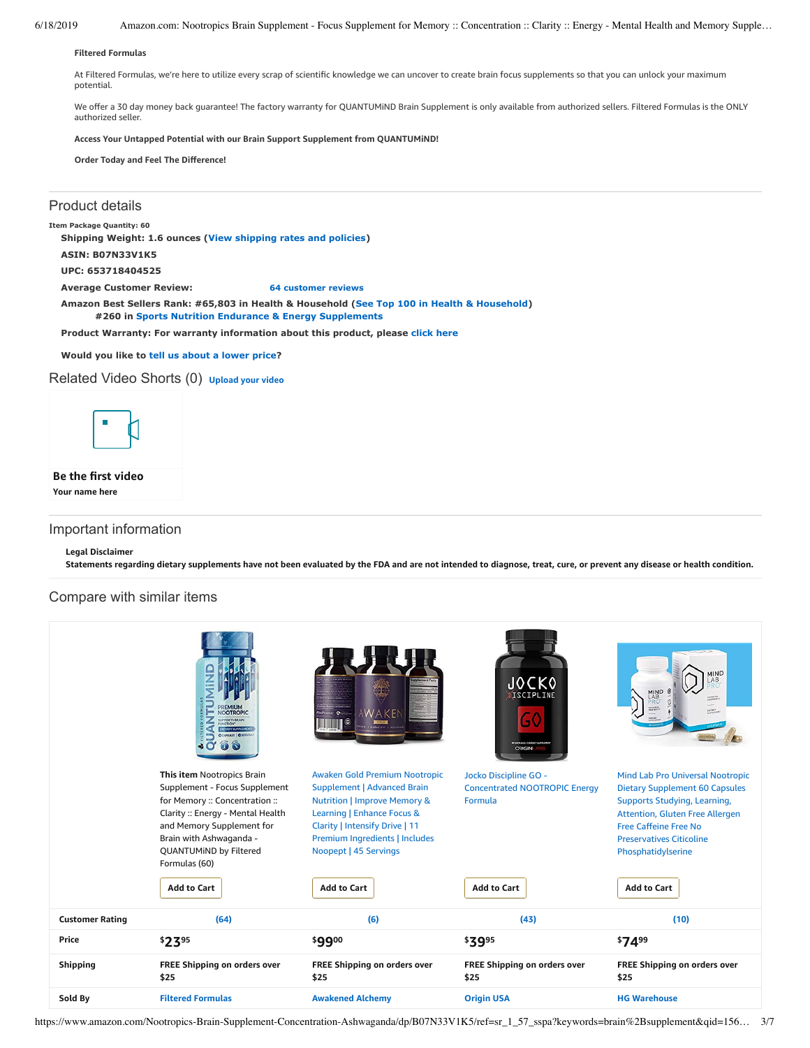**Filtered Formulas**

At Filtered Formulas, we're here to utilize every scrap of scientific knowledge we can uncover to create brain focus supplements so that you can unlock your maximum potential.

We offer a 30 day money back guarantee! The factory warranty for QUANTUMiND Brain Supplement is only available from authorized sellers. Filtered Formulas is the ONLY authorized seller.

**Access Your Untapped Potential with our Brain Support Supplement from QUANTUMiND!**

**Order Today and Feel The Difference!**

## Product details

**Item Package Quantity:** 60

**Shipping Weight:** 1.6 ounces (View shipping rates and policies)

**ASIN:** B07N33V1K5

**UPC:** 653718404525

**Average Customer Review:** 64 customer reviews

**Amazon Best Sellers Rank:** #65,803 in Health & Household (See Top 100 in Health & Household)
#260 in Sports Nutrition Endurance & Energy Supplements

**Product Warranty:** For warranty information about this product, please click here

**Would you like to** tell us about a lower price**?**

## Related Video Shorts (0) Upload your video

**Be the first video**

**Your name here**

## Important information

**Legal Disclaimer**

**Statements regarding dietary supplements have not been evaluated by the FDA and are not intended to diagnose, treat, cure, or prevent any disease or health condition.**

## Compare with similar items

| | **This item** Nootropics Brain Supplement - Focus Supplement for Memory :: Concentration :: Clarity :: Energy - Mental Health and Memory Supplement for Brain with Ashwaganda - QUANTUMiND by Filtered Formulas (60) | Awaken Gold Premium Nootropic Supplement \| Advanced Brain Nutrition \| Improve Memory & Learning \| Enhance Focus & Clarity \| Intensify Drive \| 11 Premium Ingredients \| Includes Noopept \| 45 Servings | Jocko Discipline GO - Concentrated NOOTROPIC Energy Formula | Mind Lab Pro Universal Nootropic Dietary Supplement 60 Capsules Supports Studying, Learning, Attention, Gluten Free Allergen Free Caffeine Free No Preservatives Citicoline Phosphatidylserine |
|---|---|---|---|---|
| | Add to Cart | Add to Cart | Add to Cart | Add to Cart |
| **Customer Rating** | (64) | (6) | (43) | (10) |
| **Price** | $23.95 | $99.00 | $39.95 | $74.99 |
| **Shipping** | FREE Shipping on orders over $25 | FREE Shipping on orders over $25 | FREE Shipping on orders over $25 | FREE Shipping on orders over $25 |
| **Sold By** | Filtered Formulas | Awakened Alchemy | Origin USA | HG Warehouse |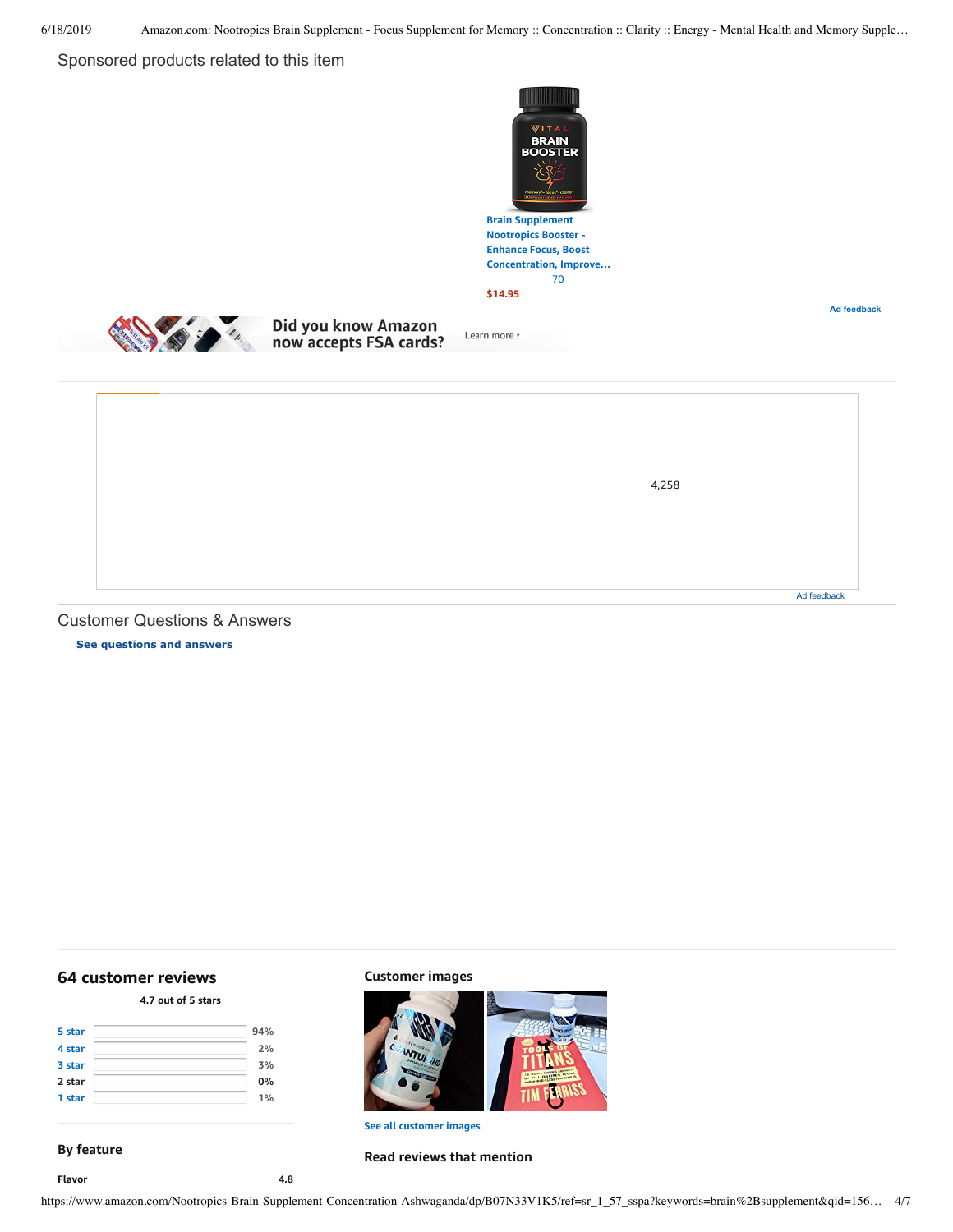Sponsored products related to this item

Brain Supplement Nootropics Booster - Enhance Focus, Boost Concentration, Improve...
70
$14.95

Ad feedback

Did you know Amazon now accepts FSA cards?
Learn more ›

4,258

Ad feedback

## Customer Questions & Answers

**See questions and answers**

## 64 customer reviews

**4.7 out of 5 stars**

| | |
|---|---|
| 5 star | 94% |
| 4 star | 2% |
| 3 star | 3% |
| 2 star | 0% |
| 1 star | 1% |

### By feature

| | |
|---|---|
| **Flavor** | 4.8 |

### Customer images

See all customer images

### Read reviews that mention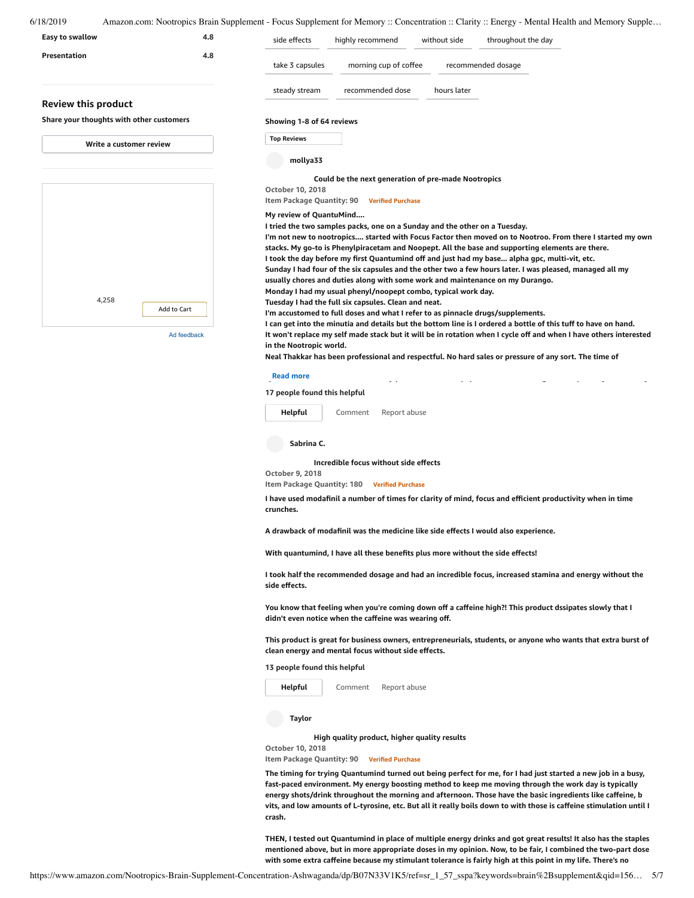| | |
|---|---|
| Easy to swallow | 4.8 |
| Presentation | 4.8 |

side effects | highly recommend | without side | throughout the day

take 3 capsules | morning cup of coffee | recommended dosage

steady stream | recommended dose | hours later

## Review this product

Share your thoughts with other customers

Write a customer review

4,258

Add to Cart

Ad feedback

**Showing 1-8 of 64 reviews**

Top Reviews

**mollya33**

**Could be the next generation of pre-made Nootropics**

October 10, 2018

Item Package Quantity: 90 Verified Purchase

My review of QuantuMind....
I tried the two samples packs, one on a Sunday and the other on a Tuesday.
I'm not new to nootropics.... started with Focus Factor then moved on to Nootroo. From there I started my own stacks. My go-to is Phenylpiracetam and Noopept. All the base and supporting elements are there.
I took the day before my first Quantumind off and just had my base... alpha gpc, multi-vit, etc.
Sunday I had four of the six capsules and the other two a few hours later. I was pleased, managed all my usually chores and duties along with some work and maintenance on my Durango.
Monday I had my usual phenyl/noopept combo, typical work day.
Tuesday I had the full six capsules. Clean and neat.
I'm accustomed to full doses and what I refer to as pinnacle drugs/supplements.
I can get into the minutia and details but the bottom line is I ordered a bottle of this tuff to have on hand.
It won't replace my self made stack but it will be in rotation when I cycle off and when I have others interested in the Nootropic world.
Neal Thakkar has been professional and respectful. No hard sales or pressure of any sort. The time of

Read more

17 people found this helpful

Helpful | Comment | Report abuse

**Sabrina C.**

**Incredible focus without side effects**

October 9, 2018

Item Package Quantity: 180 Verified Purchase

I have used modafinil a number of times for clarity of mind, focus and efficient productivity when in time crunches.

A drawback of modafinil was the medicine like side effects I would also experience.

With quantumind, I have all these benefits plus more without the side effects!

I took half the recommended dosage and had an incredible focus, increased stamina and energy without the side effects.

You know that feeling when you're coming down off a caffeine high?! This product dssipates slowly that I didn't even notice when the caffeine was wearing off.

This product is great for business owners, entrepreneurials, students, or anyone who wants that extra burst of clean energy and mental focus without side effects.

13 people found this helpful

Helpful | Comment | Report abuse

**Taylor**

**High quality product, higher quality results**

October 10, 2018

Item Package Quantity: 90 Verified Purchase

The timing for trying Quantumind turned out being perfect for me, for I had just started a new job in a busy, fast-paced environment. My energy boosting method to keep me moving through the work day is typically energy shots/drink throughout the morning and afternoon. Those have the basic ingredients like caffeine, b vits, and low amounts of L-tyrosine, etc. But all it really boils down to with those is caffeine stimulation until I crash.

THEN, I tested out Quantumind in place of multiple energy drinks and got great results! It also has the staples mentioned above, but in more appropriate doses in my opinion. Now, to be fair, I combined the two-part dose with some extra caffeine because my stimulant tolerance is fairly high at this point in my life. There's no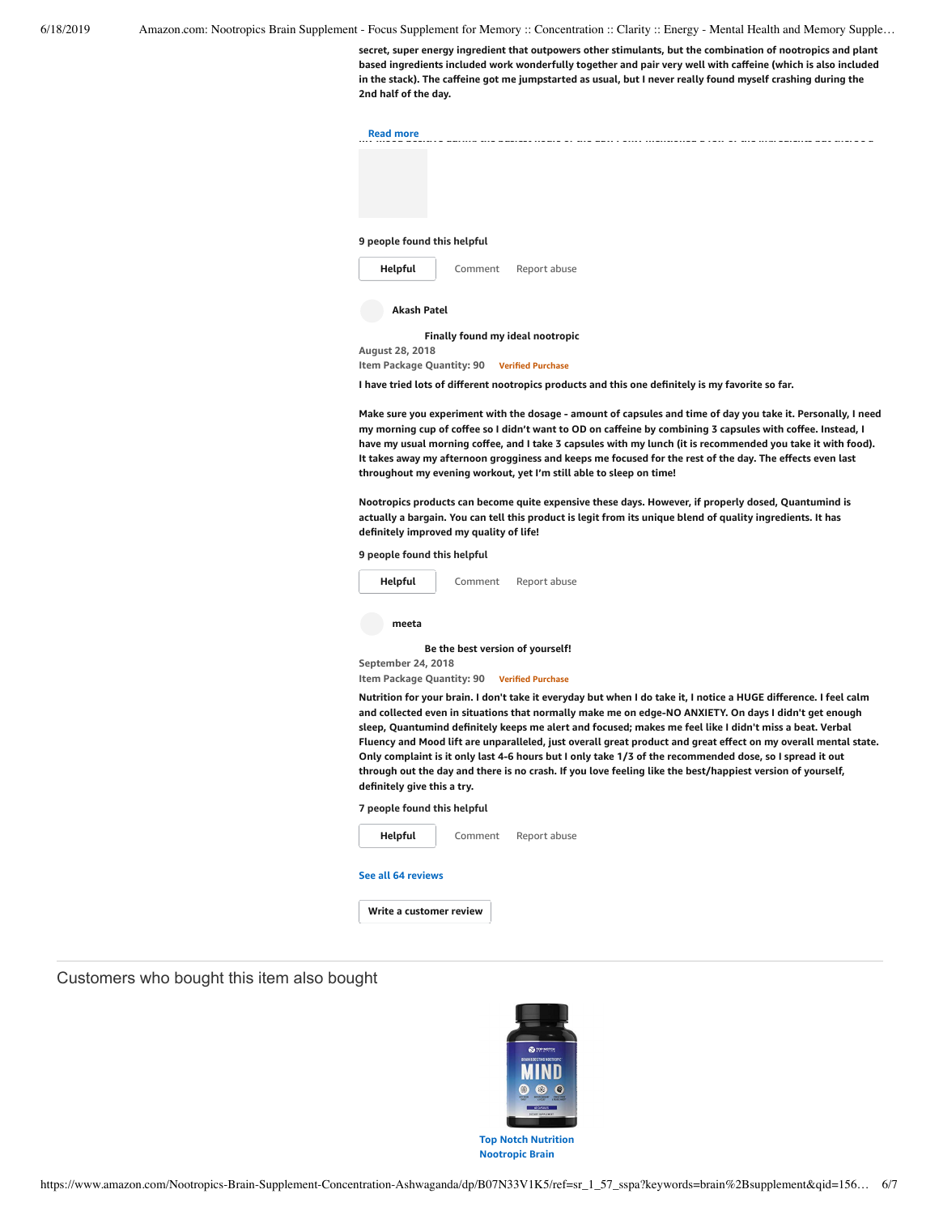secret, super energy ingredient that outpowers other stimulants, but the combination of nootropics and plant based ingredients included work wonderfully together and pair very well with caffeine (which is also included in the stack). The caffeine got me jumpstarted as usual, but I never really found myself crashing during the 2nd half of the day.

Read more

9 people found this helpful

Helpful | Comment | Report abuse

**Akash Patel**

**Finally found my ideal nootropic**

August 28, 2018

Item Package Quantity: 90 Verified Purchase

I have tried lots of different nootropics products and this one definitely is my favorite so far.

Make sure you experiment with the dosage - amount of capsules and time of day you take it. Personally, I need my morning cup of coffee so I didn't want to OD on caffeine by combining 3 capsules with coffee. Instead, I have my usual morning coffee, and I take 3 capsules with my lunch (it is recommended you take it with food). It takes away my afternoon grogginess and keeps me focused for the rest of the day. The effects even last throughout my evening workout, yet I'm still able to sleep on time!

Nootropics products can become quite expensive these days. However, if properly dosed, Quantumind is actually a bargain. You can tell this product is legit from its unique blend of quality ingredients. It has definitely improved my quality of life!

9 people found this helpful

Helpful | Comment | Report abuse

**meeta**

**Be the best version of yourself!**

September 24, 2018

Item Package Quantity: 90 Verified Purchase

Nutrition for your brain. I don't take it everyday but when I do take it, I notice a HUGE difference. I feel calm and collected even in situations that normally make me on edge-NO ANXIETY. On days I didn't get enough sleep, Quantumind definitely keeps me alert and focused; makes me feel like I didn't miss a beat. Verbal Fluency and Mood lift are unparalleled, just overall great product and great effect on my overall mental state. Only complaint is it only last 4-6 hours but I only take 1/3 of the recommended dose, so I spread it out through out the day and there is no crash. If you love feeling like the best/happiest version of yourself, definitely give this a try.

7 people found this helpful

Helpful | Comment | Report abuse

See all 64 reviews

Write a customer review

## Customers who bought this item also bought

Top Notch Nutrition Nootropic Brain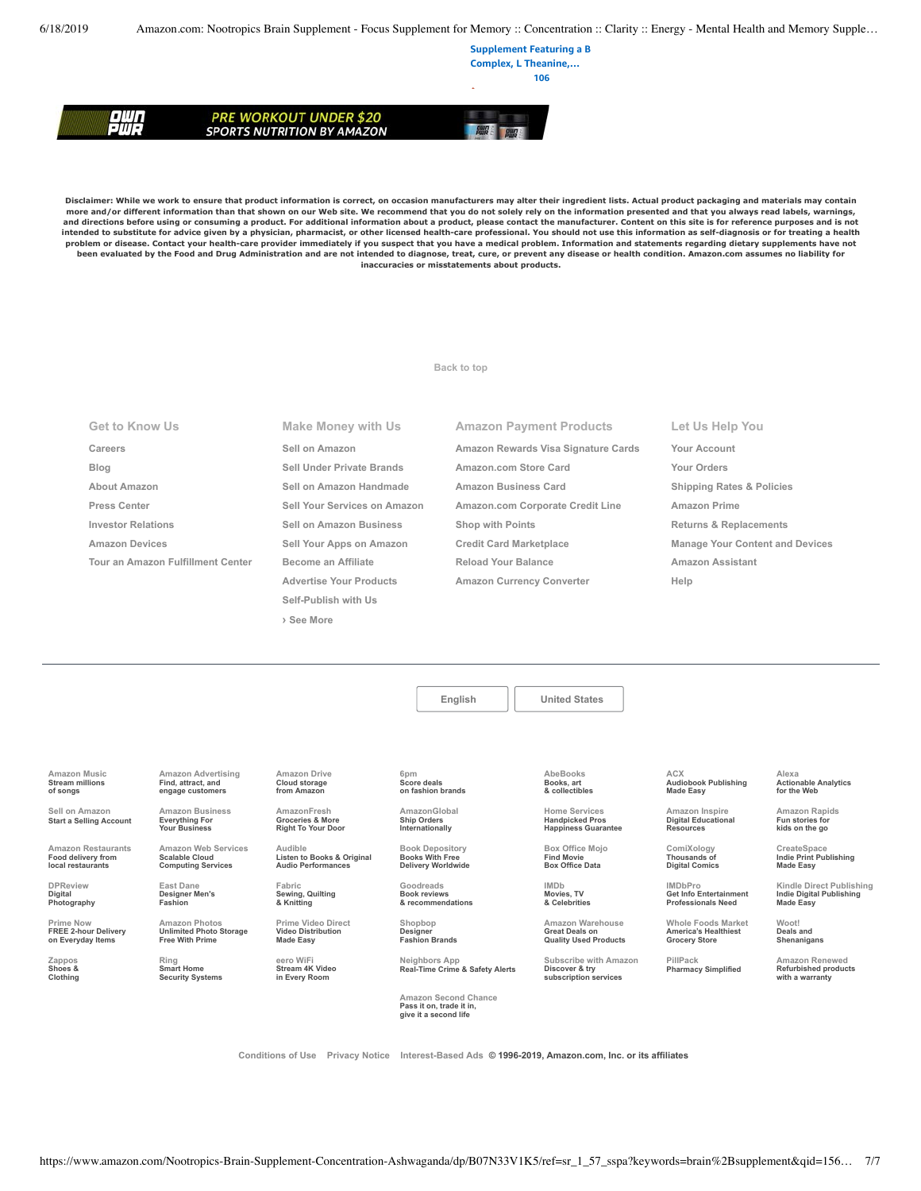Supplement Featuring a B Complex, L Theanine,...
106

OWN PWR PRE WORKOUT UNDER $20 SPORTS NUTRITION BY AMAZON

**Disclaimer: While we work to ensure that product information is correct, on occasion manufacturers may alter their ingredient lists. Actual product packaging and materials may contain more and/or different information than that shown on our Web site. We recommend that you do not solely rely on the information presented and that you always read labels, warnings, and directions before using or consuming a product. For additional information about a product, please contact the manufacturer. Content on this site is for reference purposes and is not intended to substitute for advice given by a physician, pharmacist, or other licensed health-care professional. You should not use this information as self-diagnosis or for treating a health problem or disease. Contact your health-care provider immediately if you suspect that you have a medical problem. Information and statements regarding dietary supplements have not been evaluated by the Food and Drug Administration and are not intended to diagnose, treat, cure, or prevent any disease or health condition. Amazon.com assumes no liability for inaccuracies or misstatements about products.**

Back to top

**Get to Know Us**
- Careers
- Blog
- About Amazon
- Press Center
- Investor Relations
- Amazon Devices
- Tour an Amazon Fulfillment Center

**Make Money with Us**
- Sell on Amazon
- Sell Under Private Brands
- Sell on Amazon Handmade
- Sell Your Services on Amazon
- Sell on Amazon Business
- Sell Your Apps on Amazon
- Become an Affiliate
- Advertise Your Products
- Self-Publish with Us
- › See More

**Amazon Payment Products**
- Amazon Rewards Visa Signature Cards
- Amazon.com Store Card
- Amazon Business Card
- Amazon.com Corporate Credit Line
- Shop with Points
- Credit Card Marketplace
- Reload Your Balance
- Amazon Currency Converter

**Let Us Help You**
- Your Account
- Your Orders
- Shipping Rates & Policies
- Amazon Prime
- Returns & Replacements
- Manage Your Content and Devices
- Amazon Assistant
- Help

English | United States

| | | | | | | |
|---|---|---|---|---|---|---|
| Amazon Music Stream millions of songs | Amazon Advertising Find, attract, and engage customers | Amazon Drive Cloud storage from Amazon | 6pm Score deals on fashion brands | AbeBooks Books, art & collectibles | ACX Audiobook Publishing Made Easy | Alexa Actionable Analytics for the Web |
| Sell on Amazon Start a Selling Account | Amazon Business Everything For Your Business | AmazonFresh Groceries & More Right To Your Door | AmazonGlobal Ship Orders Internationally | Home Services Handpicked Pros Happiness Guarantee | Amazon Inspire Digital Educational Resources | Amazon Rapids Fun stories for kids on the go |
| Amazon Restaurants Food delivery from local restaurants | Amazon Web Services Scalable Cloud Computing Services | Audible Listen to Books & Original Audio Performances | Book Depository Books With Free Delivery Worldwide | Box Office Mojo Find Movie Box Office Data | ComiXology Thousands of Digital Comics | CreateSpace Indie Print Publishing Made Easy |
| DPReview Digital Photography | East Dane Designer Men's Fashion | Fabric Sewing, Quilting & Knitting | Goodreads Book reviews & recommendations | IMDb Movies, TV & Celebrities | IMDbPro Get Info Entertainment Professionals Need | Kindle Direct Publishing Indie Digital Publishing Made Easy |
| Prime Now FREE 2-hour Delivery on Everyday Items | Amazon Photos Unlimited Photo Storage Free With Prime | Prime Video Direct Video Distribution Made Easy | Shopbop Designer Fashion Brands | Amazon Warehouse Great Deals on Quality Used Products | Whole Foods Market America's Healthiest Grocery Store | Woot! Deals and Shenanigans |
| Zappos Shoes & Clothing | Ring Smart Home Security Systems | eero WiFi Stream 4K Video in Every Room | Neighbors App Real-Time Crime & Safety Alerts | Subscribe with Amazon Discover & try subscription services | PillPack Pharmacy Simplified | Amazon Renewed Refurbished products with a warranty |
| | | | Amazon Second Chance Pass it on, trade it in, give it a second life | | | |

Conditions of Use   Privacy Notice   Interest-Based Ads   © 1996-2019, Amazon.com, Inc. or its affiliates